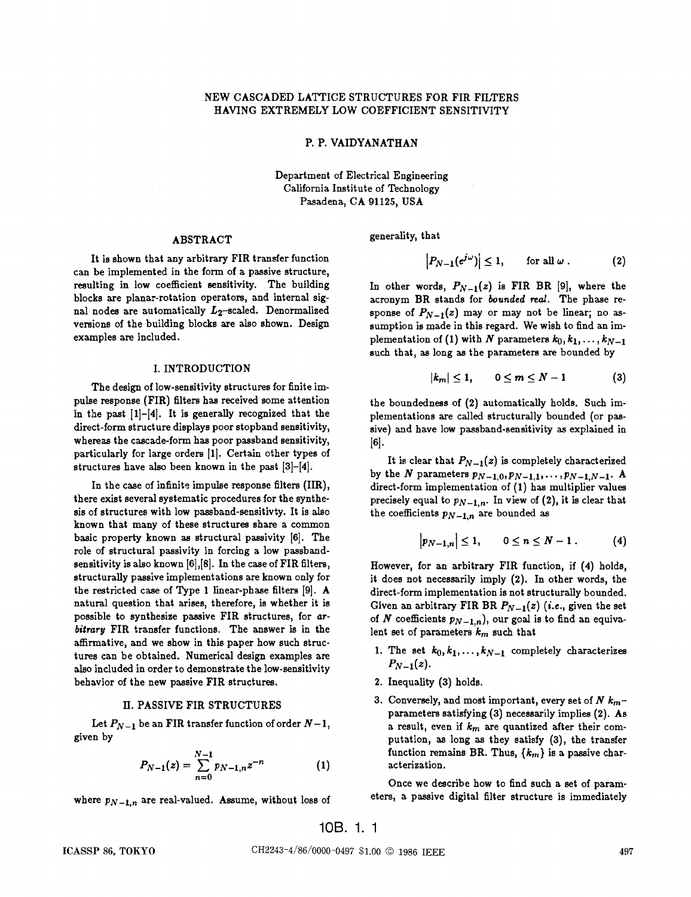# NEW CASCADED LATTICE STRUCTURES FOR FIR FILTERS HAVING EXTREMELY LOW COEFFICIENT SENSITIVITY

P. P. VAIDYANATHAN

Department of Electrical Engineering
California Institute of Technology
Pasadena, CA 91125, USA

## ABSTRACT

It is shown that any arbitrary FIR transfer function can be implemented in the form of a passive structure, resulting in low coefficient sensitivity. The building blocks are planar-rotation operators, and internal signal nodes are automatically $L_2$–scaled. Denormalized versions of the building blocks are also shown. Design examples are included.

## I. INTRODUCTION

The design of low-sensitivity structures for finite impulse response (FIR) filters has received some attention in the past [1]–[4]. It is generally recognized that the direct-form structure displays poor stopband sensitivity, whereas the cascade-form has poor passband sensitivity, particularly for large orders [1]. Certain other types of structures have also been known in the past [3]–[4].

In the case of infinite impulse response filters (IIR), there exist several systematic procedures for the synthesis of structures with low passband-sensitivty. It is also known that many of these structures share a common basic property known as structural passivity [6]. The role of structural passivity in forcing a low passband-sensitivity is also known [6],[8]. In the case of FIR filters, structurally passive implementations are known only for the restricted case of Type 1 linear-phase filters [9]. A natural question that arises, therefore, is whether it is possible to synthesize passive FIR structures, for *arbitrary* FIR transfer functions. The answer is in the affirmative, and we show in this paper how such structures can be obtained. Numerical design examples are also included in order to demonstrate the low-sensitivity behavior of the new passive FIR structures.

## II. PASSIVE FIR STRUCTURES

Let $P_{N-1}$ be an FIR transfer function of order $N-1$, given by

$$P_{N-1}(z) = \sum_{n=0}^{N-1} p_{N-1,n} z^{-n} \tag{1}$$

where $p_{N-1,n}$ are real-valued. Assume, without loss of generality, that

$$\left|P_{N-1}(e^{j\omega})\right| \leq 1, \qquad \text{for all } \omega . \tag{2}$$

In other words, $P_{N-1}(z)$ is FIR BR [9], where the acronym BR stands for *bounded real*. The phase response of $P_{N-1}(z)$ may or may not be linear; no assumption is made in this regard. We wish to find an implementation of (1) with $N$ parameters $k_0, k_1, \ldots, k_{N-1}$ such that, as long as the parameters are bounded by

$$|k_m| \leq 1, \qquad 0 \leq m \leq N-1 \tag{3}$$

the boundedness of (2) automatically holds. Such implementations are called structurally bounded (or passive) and have low passband-sensitivity as explained in [6].

It is clear that $P_{N-1}(z)$ is completely characterized by the $N$ parameters $p_{N-1,0}, p_{N-1,1}, \ldots, p_{N-1,N-1}$. A direct-form implementation of (1) has multiplier values precisely equal to $p_{N-1,n}$. In view of (2), it is clear that the coefficients $p_{N-1,n}$ are bounded as

$$\left|p_{N-1,n}\right| \leq 1, \qquad 0 \leq n \leq N-1 . \tag{4}$$

However, for an arbitrary FIR function, if (4) holds, it does not necessarily imply (2). In other words, the direct-form implementation is not structurally bounded. Given an arbitrary FIR BR $P_{N-1}(z)$ (*i.e.*, given the set of $N$ coefficients $p_{N-1,n}$), our goal is to find an equivalent set of parameters $k_m$ such that

1. The set $k_0, k_1, \ldots, k_{N-1}$ completely characterizes $P_{N-1}(z)$.
2. Inequality (3) holds.
3. Conversely, and most important, every set of $N$ $k_m$–parameters satisfying (3) necessarily implies (2). As a result, even if $k_m$ are quantized after their computation, as long as they satisfy (3), the transfer function remains BR. Thus, $\{k_m\}$ is a passive characterization.

Once we describe how to find such a set of parameters, a passive digital filter structure is immediately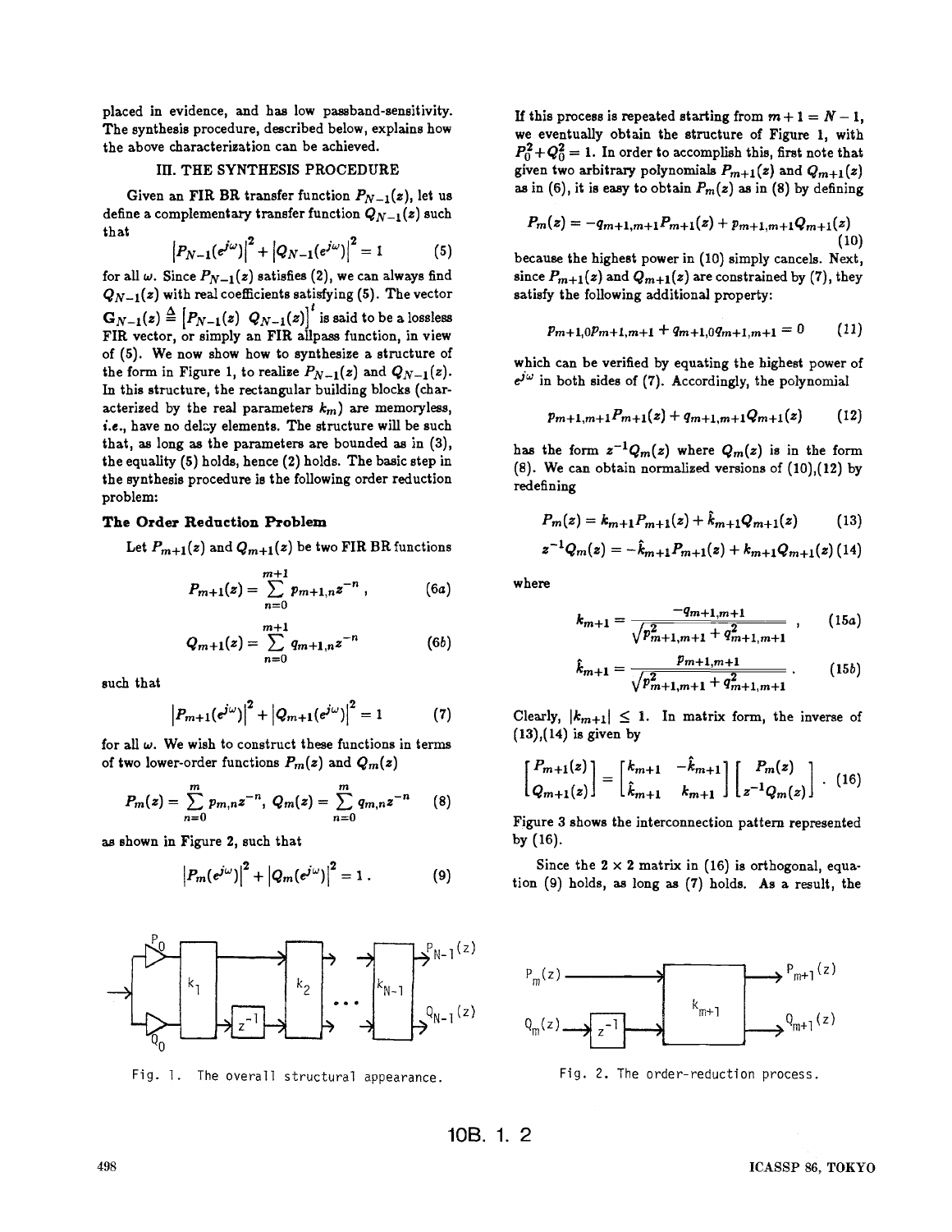placed in evidence, and has low passband-sensitivity. The synthesis procedure, described below, explains how the above characterization can be achieved.

## III. THE SYNTHESIS PROCEDURE

Given an FIR BR transfer function $P_{N-1}(z)$, let us define a complementary transfer function $Q_{N-1}(z)$ such that

$$\left|P_{N-1}(e^{j\omega})\right|^2 + \left|Q_{N-1}(e^{j\omega})\right|^2 = 1 \tag{5}$$

for all $\omega$. Since $P_{N-1}(z)$ satisfies (2), we can always find $Q_{N-1}(z)$ with real coefficients satisfying (5). The vector $\mathbf{G}_{N-1}(z) \triangleq \left[P_{N-1}(z) \;\; Q_{N-1}(z)\right]^t$ is said to be a lossless FIR vector, or simply an FIR allpass function, in view of (5). We now show how to synthesize a structure of the form in Figure 1, to realize $P_{N-1}(z)$ and $Q_{N-1}(z)$. In this structure, the rectangular building blocks (characterized by the real parameters $k_m$) are memoryless, *i.e.*, have no delay elements. The structure will be such that, as long as the parameters are bounded as in (3), the equality (5) holds, hence (2) holds. The basic step in the synthesis procedure is the following order reduction problem:

**The Order Reduction Problem**

Let $P_{m+1}(z)$ and $Q_{m+1}(z)$ be two FIR BR functions

$$P_{m+1}(z) = \sum_{n=0}^{m+1} p_{m+1,n} z^{-n}\,, \tag{6a}$$

$$Q_{m+1}(z) = \sum_{n=0}^{m+1} q_{m+1,n} z^{-n} \tag{6b}$$

such that

$$\left|P_{m+1}(e^{j\omega})\right|^2 + \left|Q_{m+1}(e^{j\omega})\right|^2 = 1 \tag{7}$$

for all $\omega$. We wish to construct these functions in terms of two lower-order functions $P_m(z)$ and $Q_m(z)$

$$P_m(z) = \sum_{n=0}^{m} p_{m,n} z^{-n},\;\; Q_m(z) = \sum_{n=0}^{m} q_{m,n} z^{-n} \tag{8}$$

as shown in Figure 2, such that

$$\left|P_m(e^{j\omega})\right|^2 + \left|Q_m(e^{j\omega})\right|^2 = 1\,. \tag{9}$$

If this process is repeated starting from $m+1 = N-1$, we eventually obtain the structure of Figure 1, with $P_0^2 + Q_0^2 = 1$. In order to accomplish this, first note that given two arbitrary polynomials $P_{m+1}(z)$ and $Q_{m+1}(z)$ as in (6), it is easy to obtain $P_m(z)$ as in (8) by defining

$$P_m(z) = -q_{m+1,m+1}P_{m+1}(z) + p_{m+1,m+1}Q_{m+1}(z) \tag{10}$$

because the highest power in (10) simply cancels. Next, since $P_{m+1}(z)$ and $Q_{m+1}(z)$ are constrained by (7), they satisfy the following additional property:

$$p_{m+1,0}p_{m+1,m+1} + q_{m+1,0}q_{m+1,m+1} = 0 \tag{11}$$

which can be verified by equating the highest power of $e^{j\omega}$ in both sides of (7). Accordingly, the polynomial

$$p_{m+1,m+1}P_{m+1}(z) + q_{m+1,m+1}Q_{m+1}(z) \tag{12}$$

has the form $z^{-1}Q_m(z)$ where $Q_m(z)$ is in the form (8). We can obtain normalized versions of (10),(12) by redefining

$$P_m(z) = k_{m+1}P_{m+1}(z) + \hat{k}_{m+1}Q_{m+1}(z) \tag{13}$$

$$z^{-1}Q_m(z) = -\hat{k}_{m+1}P_{m+1}(z) + k_{m+1}Q_{m+1}(z) \tag{14}$$

where

$$k_{m+1} = \frac{-q_{m+1,m+1}}{\sqrt{p_{m+1,m+1}^2 + q_{m+1,m+1}^2}}\,, \tag{15a}$$

$$\hat{k}_{m+1} = \frac{p_{m+1,m+1}}{\sqrt{p_{m+1,m+1}^2 + q_{m+1,m+1}^2}}\,. \tag{15b}$$

Clearly, $|k_{m+1}| \leq 1$. In matrix form, the inverse of (13),(14) is given by

$$\begin{bmatrix} P_{m+1}(z) \\ Q_{m+1}(z) \end{bmatrix} = \begin{bmatrix} k_{m+1} & -\hat{k}_{m+1} \\ \hat{k}_{m+1} & k_{m+1} \end{bmatrix} \begin{bmatrix} P_m(z) \\ z^{-1}Q_m(z) \end{bmatrix}\,. \tag{16}$$

Figure 3 shows the interconnection pattern represented by (16).

Since the $2 \times 2$ matrix in (16) is orthogonal, equation (9) holds, as long as (7) holds. As a result, the

Fig. 1. The overall structural appearance.

Fig. 2. The order-reduction process.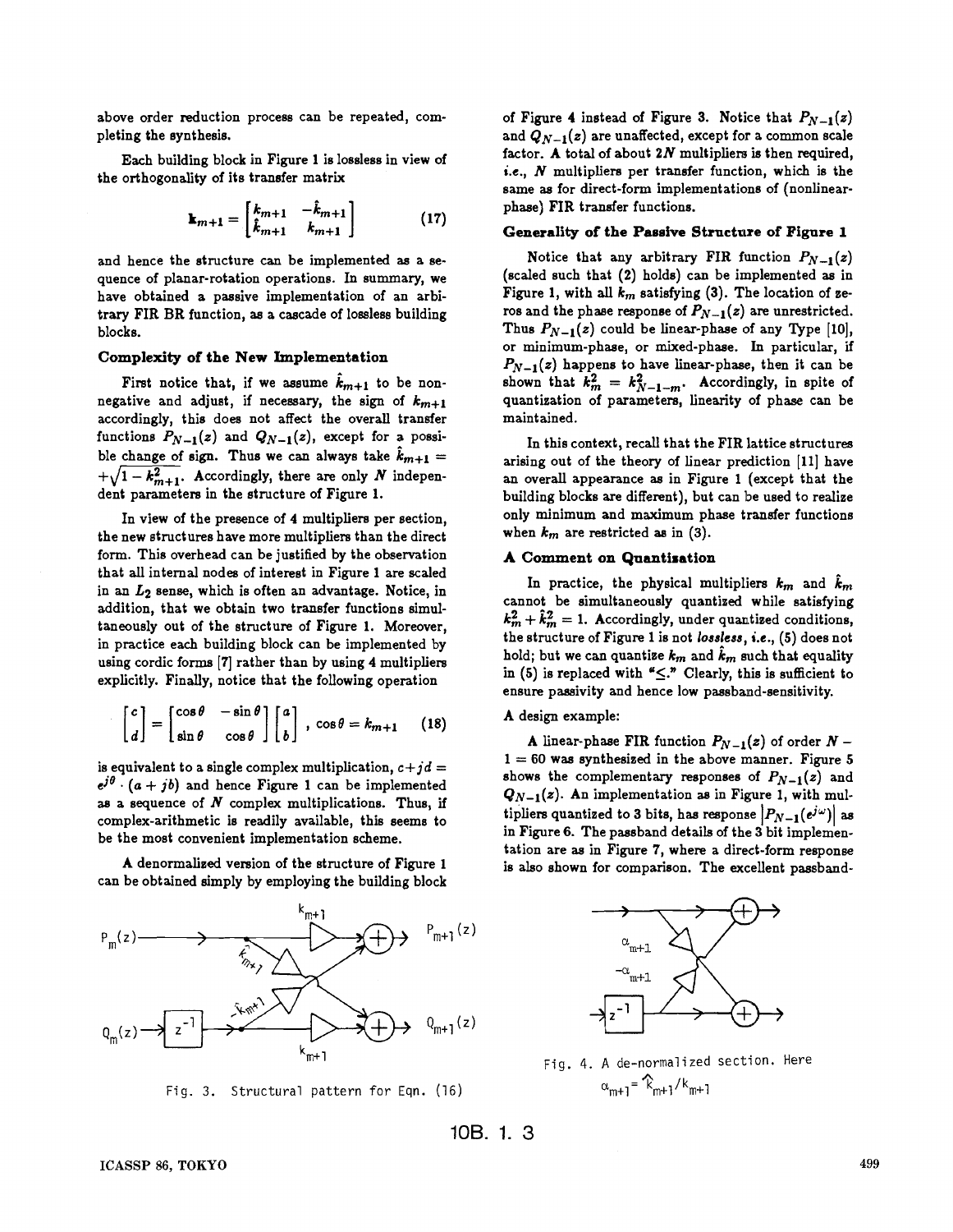above order reduction process can be repeated, completing the synthesis.

Each building block in Figure 1 is lossless in view of the orthogonality of its transfer matrix

$$\mathbf{k}_{m+1} = \begin{bmatrix} k_{m+1} & -\hat{k}_{m+1} \\ \hat{k}_{m+1} & k_{m+1} \end{bmatrix} \tag{17}$$

and hence the structure can be implemented as a sequence of planar-rotation operations. In summary, we have obtained a passive implementation of an arbitrary FIR BR function, as a cascade of lossless building blocks.

### Complexity of the New Implementation

First notice that, if we assume $\hat{k}_{m+1}$ to be nonnegative and adjust, if necessary, the sign of $k_{m+1}$ accordingly, this does not affect the overall transfer functions $P_{N-1}(z)$ and $Q_{N-1}(z)$, except for a possible change of sign. Thus we can always take $\hat{k}_{m+1} = +\sqrt{1-k_{m+1}^2}$. Accordingly, there are only $N$ independent parameters in the structure of Figure 1.

In view of the presence of 4 multipliers per section, the new structures have more multipliers than the direct form. This overhead can be justified by the observation that all internal nodes of interest in Figure 1 are scaled in an $L_2$ sense, which is often an advantage. Notice, in addition, that we obtain two transfer functions simultaneously out of the structure of Figure 1. Moreover, in practice each building block can be implemented by using cordic forms [7] rather than by using 4 multipliers explicitly. Finally, notice that the following operation

$$\begin{bmatrix} c \\ d \end{bmatrix} = \begin{bmatrix} \cos\theta & -\sin\theta \\ \sin\theta & \cos\theta \end{bmatrix} \begin{bmatrix} a \\ b \end{bmatrix}, \quad \cos\theta = k_{m+1} \tag{18}$$

is equivalent to a single complex multiplication, $c+jd = e^{j\theta}\cdot(a+jb)$ and hence Figure 1 can be implemented as a sequence of $N$ complex multiplications. Thus, if complex-arithmetic is readily available, this seems to be the most convenient implementation scheme.

A denormalized version of the structure of Figure 1 can be obtained simply by employing the building block of Figure 4 instead of Figure 3. Notice that $P_{N-1}(z)$ and $Q_{N-1}(z)$ are unaffected, except for a common scale factor. A total of about $2N$ multipliers is then required, *i.e.*, $N$ multipliers per transfer function, which is the same as for direct-form implementations of (nonlinear-phase) FIR transfer functions.

Fig. 3. Structural pattern for Eqn. (16)

Fig. 4. A de-normalized section. Here $\alpha_{m+1} = \hat{k}_{m+1}/k_{m+1}$

### Generality of the Passive Structure of Figure 1

Notice that any arbitrary FIR function $P_{N-1}(z)$ (scaled such that (2) holds) can be implemented as in Figure 1, with all $k_m$ satisfying (3). The location of zeros and the phase response of $P_{N-1}(z)$ are unrestricted. Thus $P_{N-1}(z)$ could be linear-phase of any Type [10], or minimum-phase, or mixed-phase. In particular, if $P_{N-1}(z)$ happens to have linear-phase, then it can be shown that $k_m^2 = k_{N-1-m}^2$. Accordingly, in spite of quantization of parameters, linearity of phase can be maintained.

In this context, recall that the FIR lattice structures arising out of the theory of linear prediction [11] have an overall appearance as in Figure 1 (except that the building blocks are different), but can be used to realize only minimum and maximum phase transfer functions when $k_m$ are restricted as in (3).

### A Comment on Quantization

In practice, the physical multipliers $k_m$ and $\hat{k}_m$ cannot be simultaneously quantized while satisfying $k_m^2 + \hat{k}_m^2 = 1$. Accordingly, under quantized conditions, the structure of Figure 1 is not *lossless*, *i.e.*, (5) does not hold; but we can quantize $k_m$ and $\hat{k}_m$ such that equality in (5) is replaced with "$\leq$." Clearly, this is sufficient to ensure passivity and hence low passband-sensitivity.

A design example:

A linear-phase FIR function $P_{N-1}(z)$ of order $N-1 = 60$ was synthesized in the above manner. Figure 5 shows the complementary responses of $P_{N-1}(z)$ and $Q_{N-1}(z)$. An implementation as in Figure 1, with multipliers quantized to 3 bits, has response $|P_{N-1}(e^{j\omega})|$ as in Figure 6. The passband details of the 3 bit implementation are as in Figure 7, where a direct-form response is also shown for comparison. The excellent passband-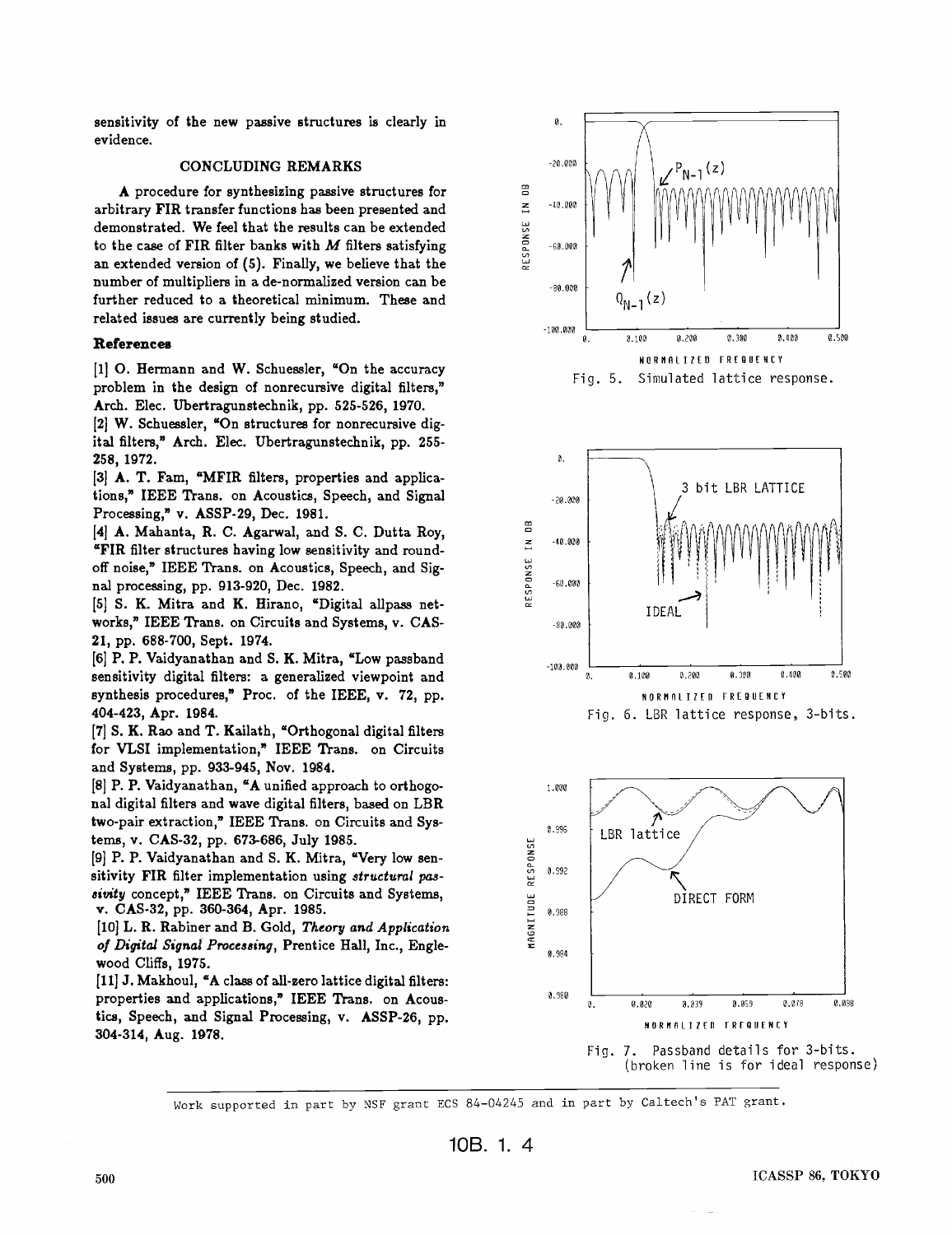sensitivity of the new passive structures is clearly in evidence.

## CONCLUDING REMARKS

A procedure for synthesizing passive structures for arbitrary FIR transfer functions has been presented and demonstrated. We feel that the results can be extended to the case of FIR filter banks with $M$ filters satisfying an extended version of (5). Finally, we believe that the number of multipliers in a de-normalized version can be further reduced to a theoretical minimum. These and related issues are currently being studied.

### References

[1] O. Hermann and W. Schuessler, "On the accuracy problem in the design of nonrecursive digital filters," Arch. Elec. Ubertragunstechnik, pp. 525-526, 1970.

[2] W. Schuessler, "On structures for nonrecursive digital filters," Arch. Elec. Ubertragunstechnik, pp. 255-258, 1972.

[3] A. T. Fam, "MFIR filters, properties and applications," IEEE Trans. on Acoustics, Speech, and Signal Processing," v. ASSP-29, Dec. 1981.

[4] A. Mahanta, R. C. Agarwal, and S. C. Dutta Roy, "FIR filter structures having low sensitivity and roundoff noise," IEEE Trans. on Acoustics, Speech, and Signal processing, pp. 913-920, Dec. 1982.

[5] S. K. Mitra and K. Hirano, "Digital allpass networks," IEEE Trans. on Circuits and Systems, v. CAS-21, pp. 688-700, Sept. 1974.

[6] P. P. Vaidyanathan and S. K. Mitra, "Low passband sensitivity digital filters: a generalized viewpoint and synthesis procedures," Proc. of the IEEE, v. 72, pp. 404-423, Apr. 1984.

[7] S. K. Rao and T. Kailath, "Orthogonal digital filters for VLSI implementation," IEEE Trans. on Circuits and Systems, pp. 933-945, Nov. 1984.

[8] P. P. Vaidyanathan, "A unified approach to orthogonal digital filters and wave digital filters, based on LBR two-pair extraction," IEEE Trans. on Circuits and Systems, v. CAS-32, pp. 673-686, July 1985.

[9] P. P. Vaidyanathan and S. K. Mitra, "Very low sensitivity FIR filter implementation using *structural passivity* concept," IEEE Trans. on Circuits and Systems, v. CAS-32, pp. 360-364, Apr. 1985.

[10] L. R. Rabiner and B. Gold, *Theory and Application of Digital Signal Processing*, Prentice Hall, Inc., Englewood Cliffs, 1975.

[11] J. Makhoul, "A class of all-zero lattice digital filters: properties and applications," IEEE Trans. on Acoustics, Speech, and Signal Processing, v. ASSP-26, pp. 304-314, Aug. 1978.

RESPONSE IN DB
0.
-20.000
-40.000
-60.000
-80.000
-100.000
$P_{N-1}(z)$
$Q_{N-1}(z)$
0. 0.100 0.200 0.300 0.400 0.500
NORMALIZED FREQUENCY

Fig. 5. Simulated lattice response.

RESPONSE IN DB
0.
-20.000
-40.000
-60.000
-80.000
-100.000
3 bit LBR LATTICE
IDEAL
0. 0.100 0.200 0.300 0.400 0.500
NORMALIZED FREQUENCY

Fig. 6. LBR lattice response, 3-bits.

MAGNITUDE RESPONSE
1.000
0.996
0.992
0.988
0.984
0.980
LBR lattice
DIRECT FORM
0. 0.020 0.039 0.059 0.078 0.098
NORMALIZED FREQUENCY

Fig. 7. Passband details for 3-bits. (broken line is for ideal response)

Work supported in part by NSF grant ECS 84-04245 and in part by Caltech's PAT grant.